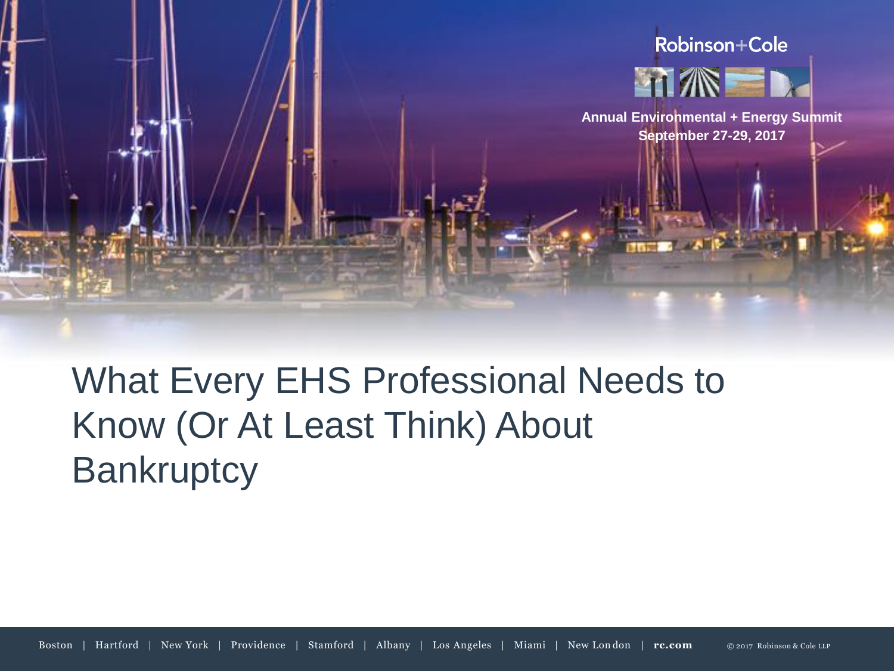Robinson+Cole

Annual Environmental + Energy Summit
September 27-29, 2017

# What Every EHS Professional Needs to Know (Or At Least Think) About Bankruptcy

Boston | Hartford | New York | Providence | Stamford | Albany | Los Angeles | Miami | New London | **rc.com**

© 2017 Robinson & Cole LLP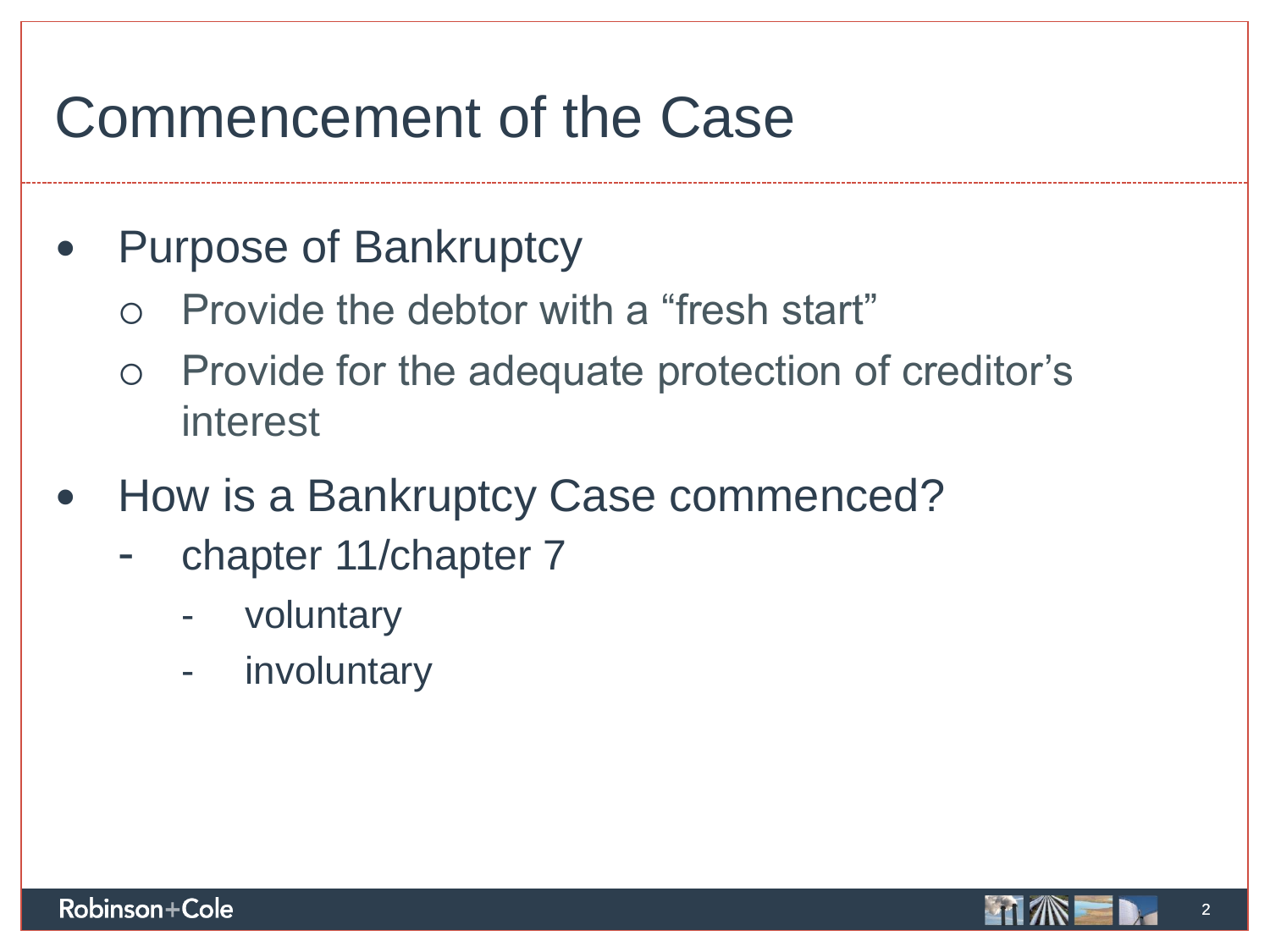# Commencement of the Case

- Purpose of Bankruptcy
  - Provide the debtor with a "fresh start"
  - Provide for the adequate protection of creditor's interest
- How is a Bankruptcy Case commenced?
  - chapter 11/chapter 7
    - voluntary
    - involuntary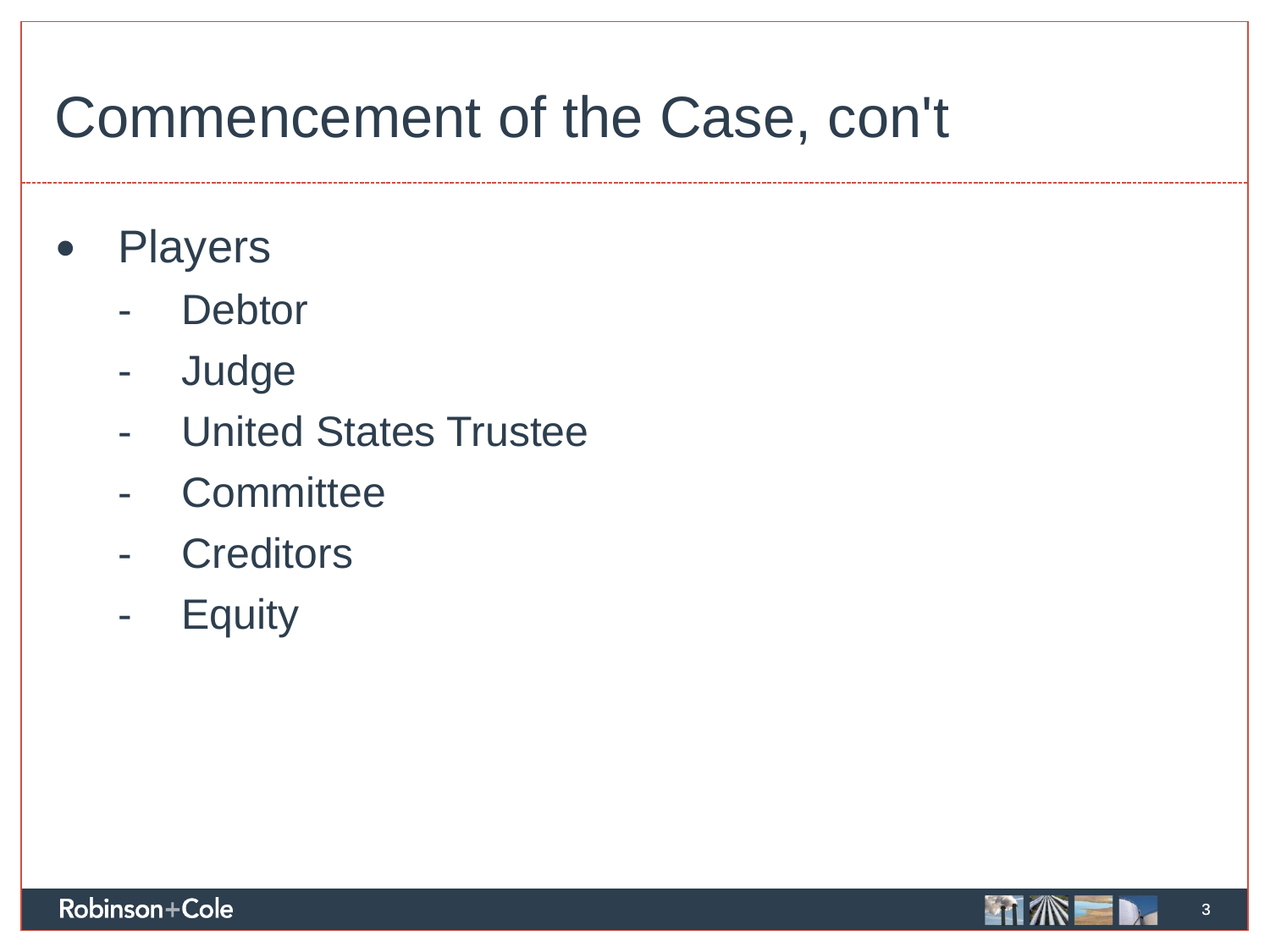# Commencement of the Case, con't

- Players
  - Debtor
  - Judge
  - United States Trustee
  - Committee
  - Creditors
  - Equity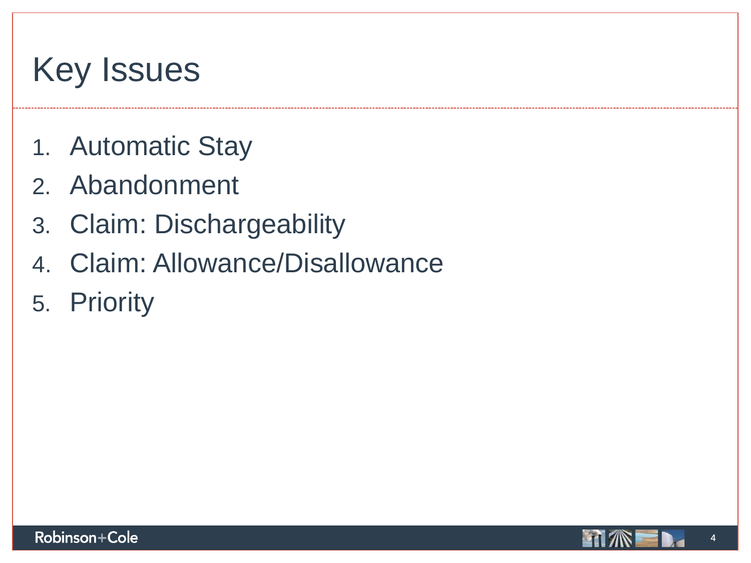# Key Issues

1. Automatic Stay
2. Abandonment
3. Claim: Dischargeability
4. Claim: Allowance/Disallowance
5. Priority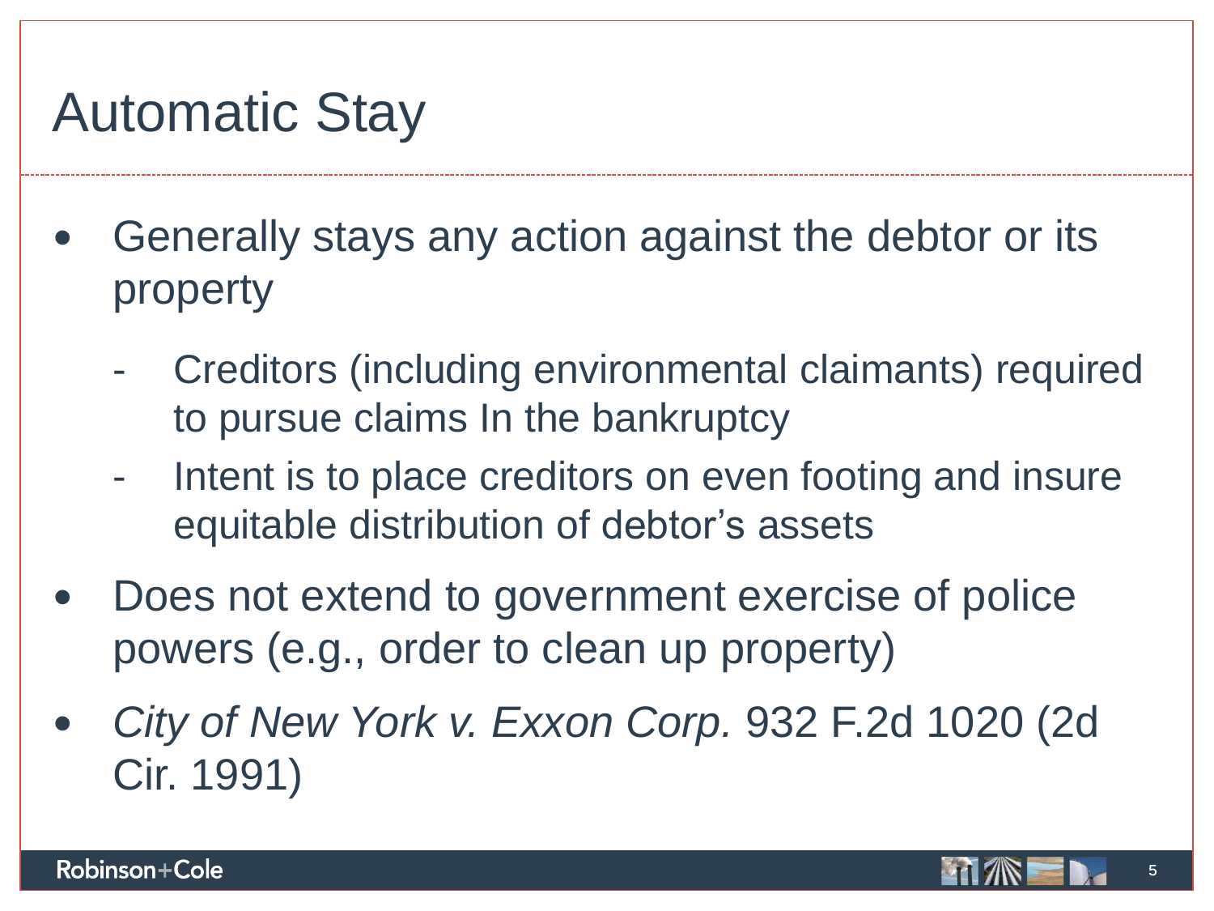# Automatic Stay

- Generally stays any action against the debtor or its property
  - Creditors (including environmental claimants) required to pursue claims In the bankruptcy
  - Intent is to place creditors on even footing and insure equitable distribution of debtor's assets
- Does not extend to government exercise of police powers (e.g., order to clean up property)
- *City of New York v. Exxon Corp.* 932 F.2d 1020 (2d Cir. 1991)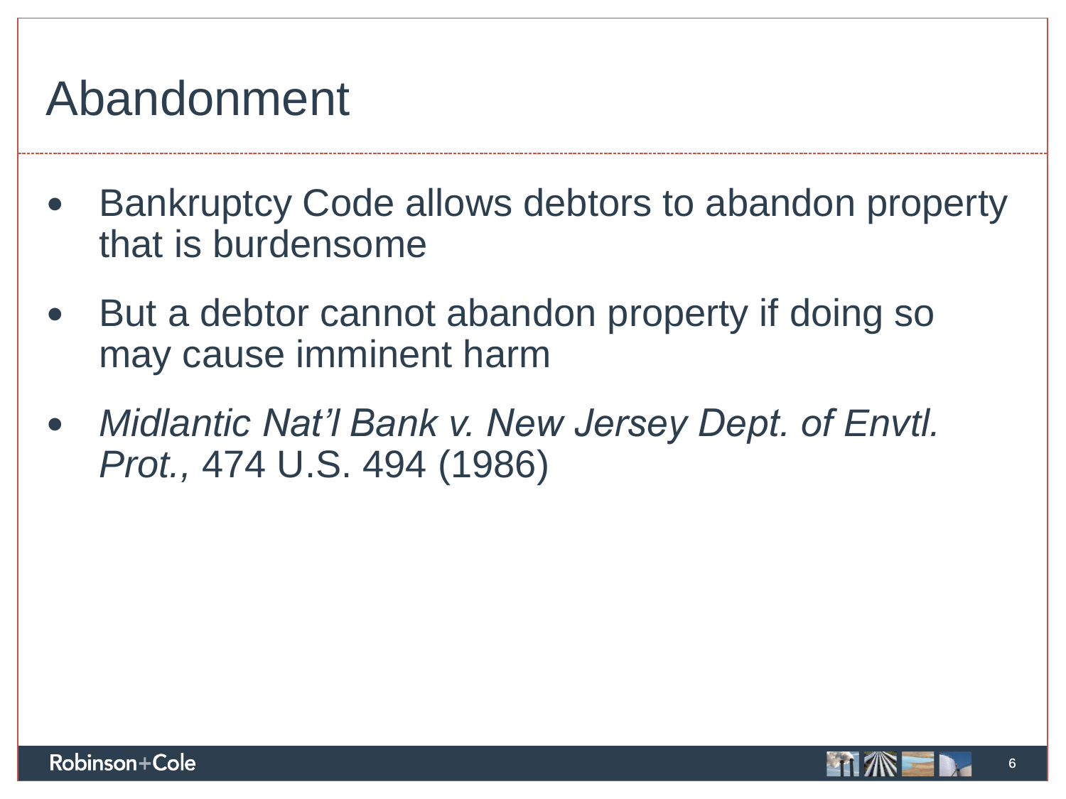# Abandonment

- Bankruptcy Code allows debtors to abandon property that is burdensome
- But a debtor cannot abandon property if doing so may cause imminent harm
- *Midlantic Nat'l Bank v. New Jersey Dept. of Envtl. Prot.*, 474 U.S. 494 (1986)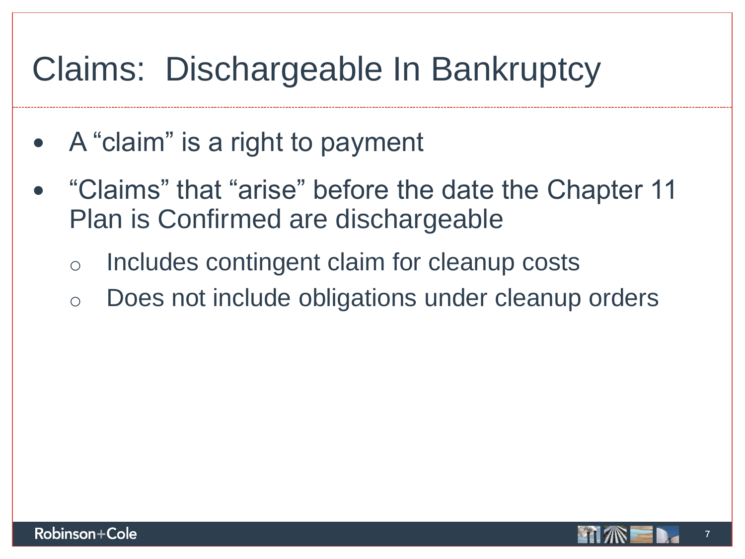# Claims: Dischargeable In Bankruptcy

- A "claim" is a right to payment
- "Claims" that "arise" before the date the Chapter 11 Plan is Confirmed are dischargeable
  - Includes contingent claim for cleanup costs
  - Does not include obligations under cleanup orders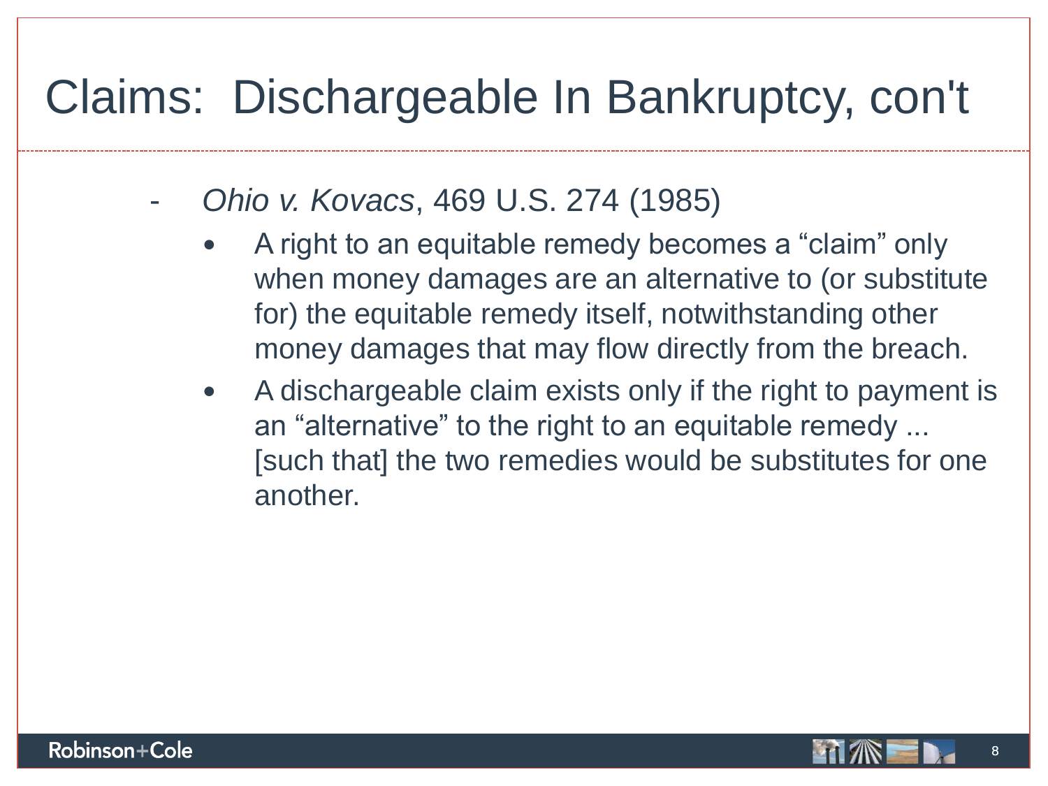# Claims: Dischargeable In Bankruptcy, con't

- *Ohio v. Kovacs*, 469 U.S. 274 (1985)
  - A right to an equitable remedy becomes a "claim" only when money damages are an alternative to (or substitute for) the equitable remedy itself, notwithstanding other money damages that may flow directly from the breach.
  - A dischargeable claim exists only if the right to payment is an "alternative" to the right to an equitable remedy ... [such that] the two remedies would be substitutes for one another.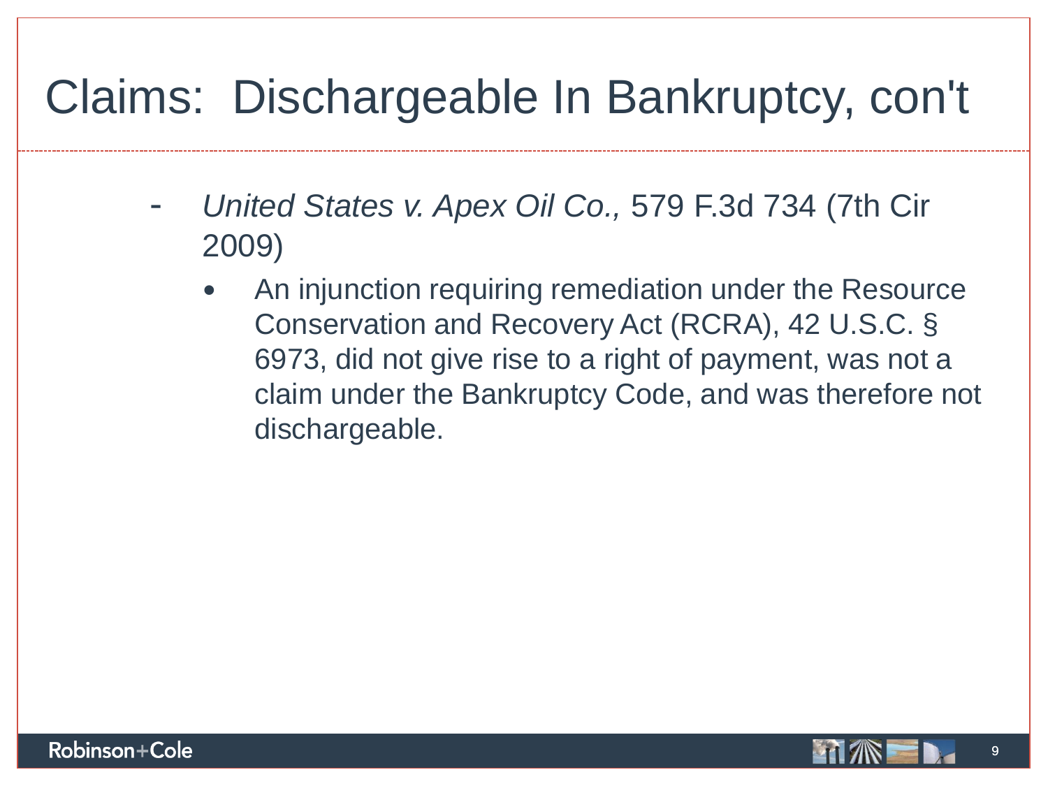# Claims: Dischargeable In Bankruptcy, con't

- *United States v. Apex Oil Co.,* 579 F.3d 734 (7th Cir 2009)
  - An injunction requiring remediation under the Resource Conservation and Recovery Act (RCRA), 42 U.S.C. § 6973, did not give rise to a right of payment, was not a claim under the Bankruptcy Code, and was therefore not dischargeable.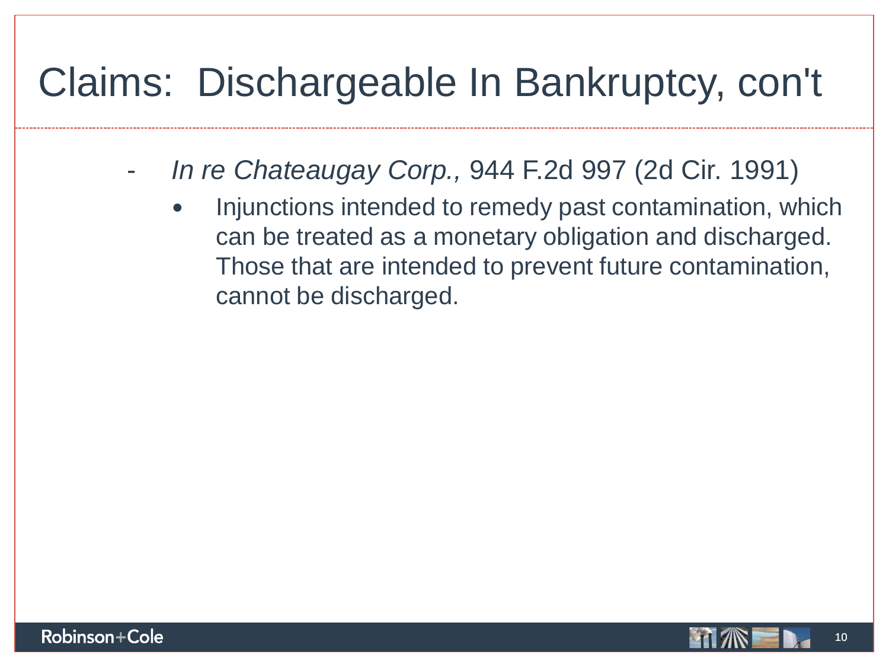# Claims: Dischargeable In Bankruptcy, con't

- *In re Chateaugay Corp.,* 944 F.2d 997 (2d Cir. 1991)
  - Injunctions intended to remedy past contamination, which can be treated as a monetary obligation and discharged. Those that are intended to prevent future contamination, cannot be discharged.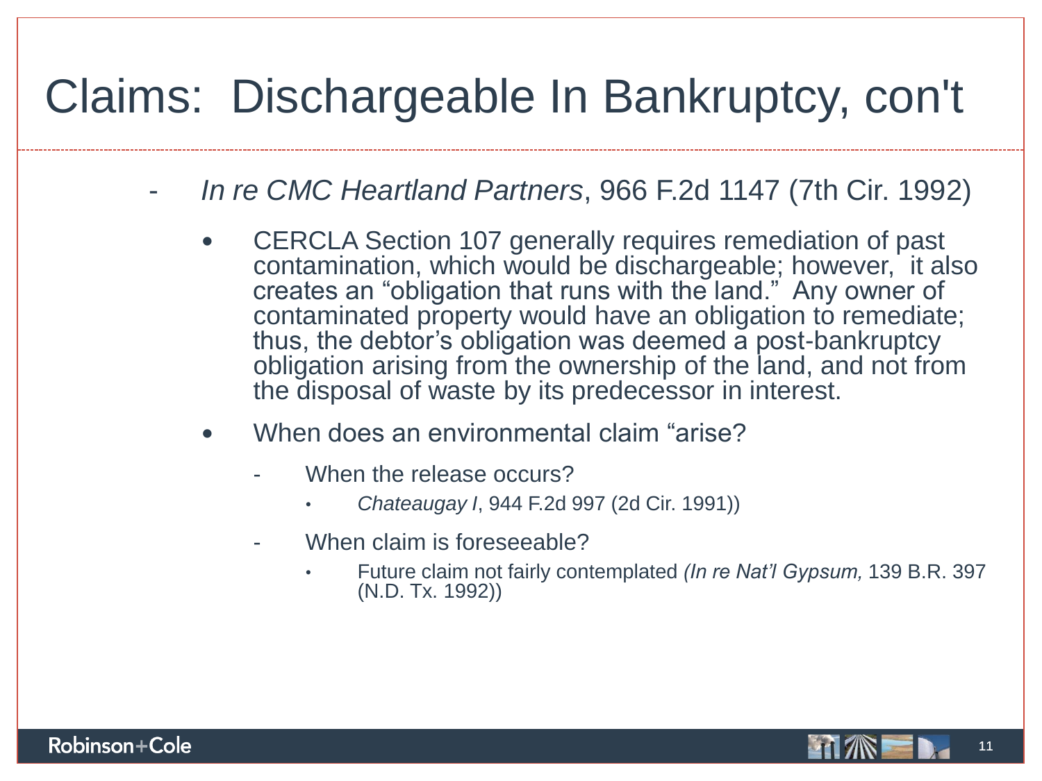# Claims: Dischargeable In Bankruptcy, con't

- *In re CMC Heartland Partners*, 966 F.2d 1147 (7th Cir. 1992)
  - CERCLA Section 107 generally requires remediation of past contamination, which would be dischargeable; however, it also creates an "obligation that runs with the land." Any owner of contaminated property would have an obligation to remediate; thus, the debtor's obligation was deemed a post-bankruptcy obligation arising from the ownership of the land, and not from the disposal of waste by its predecessor in interest.
  - When does an environmental claim "arise?
    - When the release occurs?
      - *Chateaugay I*, 944 F.2d 997 (2d Cir. 1991))
    - When claim is foreseeable?
      - Future claim not fairly contemplated *(In re Nat'l Gypsum,* 139 B.R. 397 (N.D. Tx. 1992))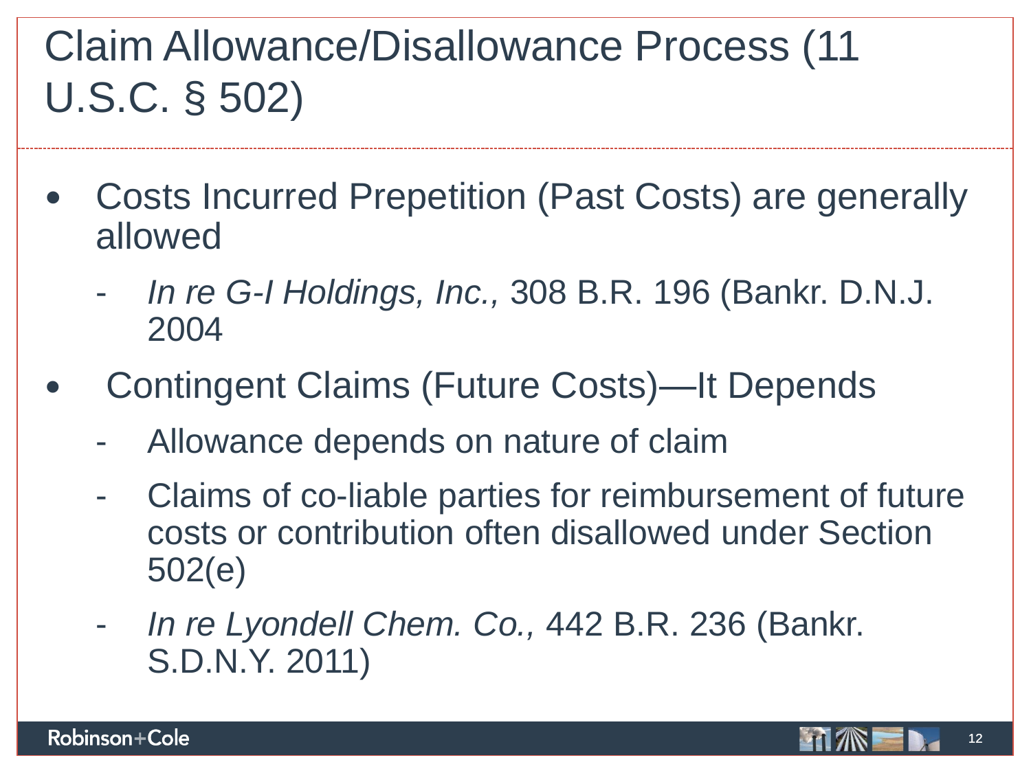# Claim Allowance/Disallowance Process (11 U.S.C. § 502)

- Costs Incurred Prepetition (Past Costs) are generally allowed
  - *In re G-I Holdings, Inc.,* 308 B.R. 196 (Bankr. D.N.J. 2004
- Contingent Claims (Future Costs)—It Depends
  - Allowance depends on nature of claim
  - Claims of co-liable parties for reimbursement of future costs or contribution often disallowed under Section 502(e)
  - *In re Lyondell Chem. Co.,* 442 B.R. 236 (Bankr. S.D.N.Y. 2011)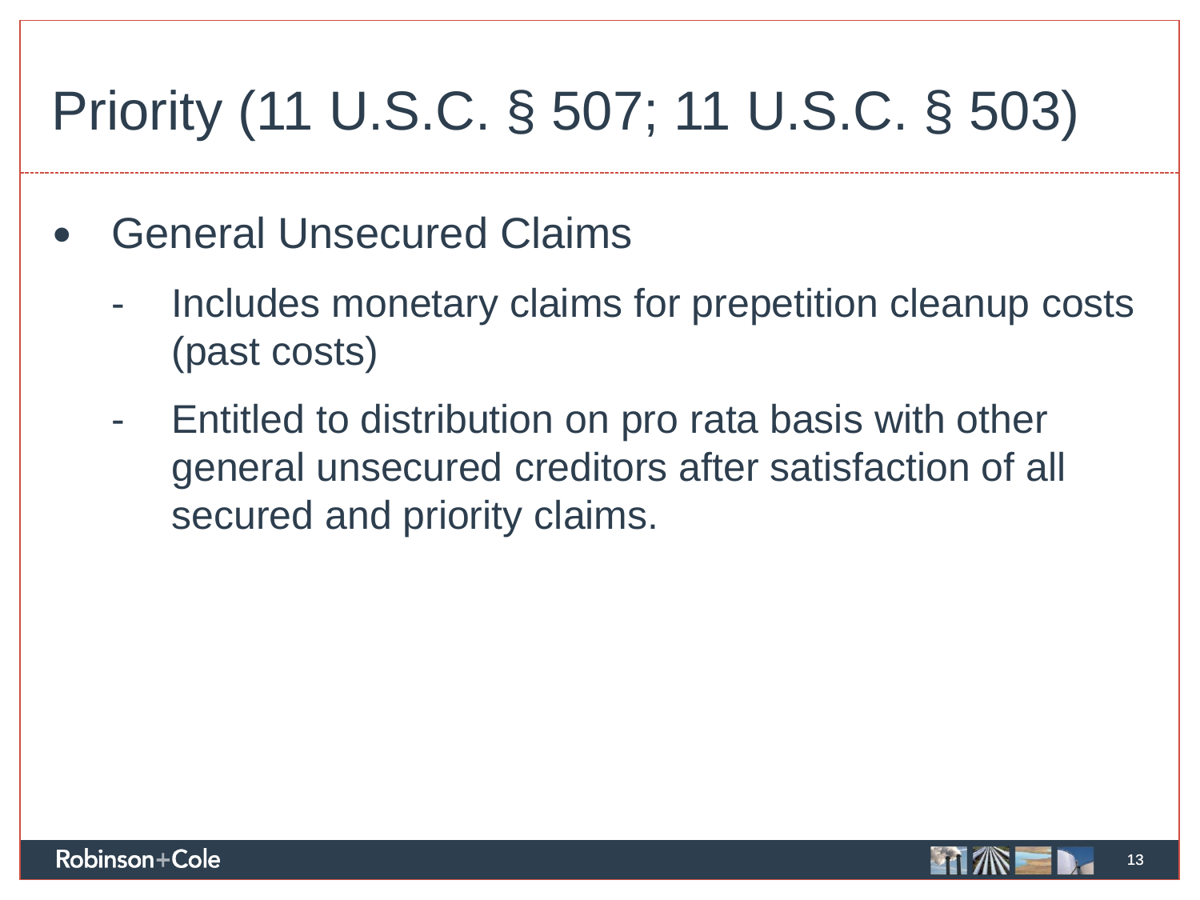# Priority (11 U.S.C. § 507; 11 U.S.C. § 503)

- General Unsecured Claims
  - Includes monetary claims for prepetition cleanup costs (past costs)
  - Entitled to distribution on pro rata basis with other general unsecured creditors after satisfaction of all secured and priority claims.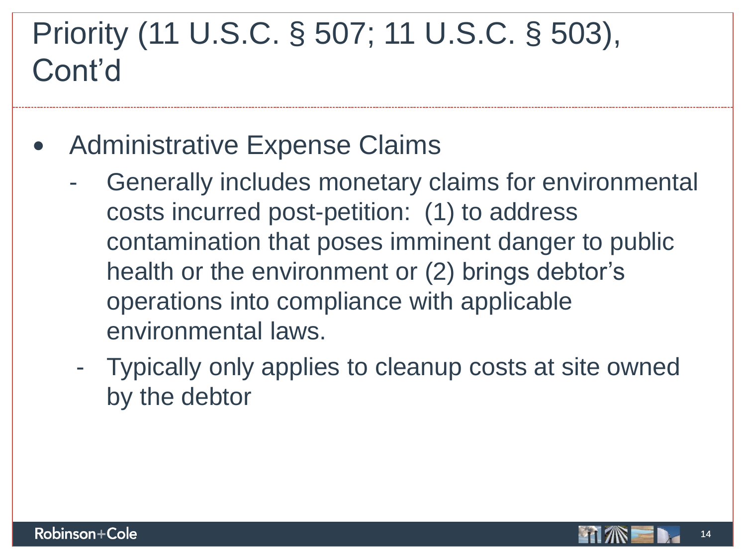# Priority (11 U.S.C. § 507; 11 U.S.C. § 503), Cont'd

- Administrative Expense Claims
  - Generally includes monetary claims for environmental costs incurred post-petition: (1) to address contamination that poses imminent danger to public health or the environment or (2) brings debtor's operations into compliance with applicable environmental laws.
  - Typically only applies to cleanup costs at site owned by the debtor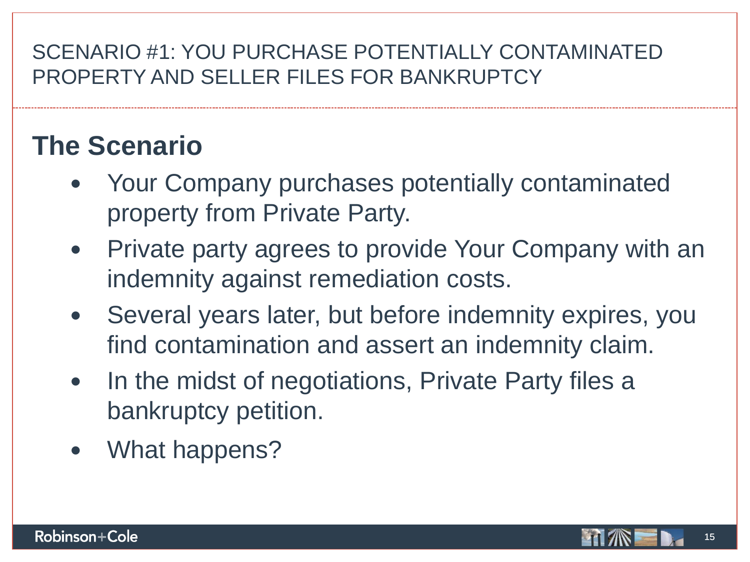SCENARIO #1: YOU PURCHASE POTENTIALLY CONTAMINATED PROPERTY AND SELLER FILES FOR BANKRUPTCY

## The Scenario

- Your Company purchases potentially contaminated property from Private Party.
- Private party agrees to provide Your Company with an indemnity against remediation costs.
- Several years later, but before indemnity expires, you find contamination and assert an indemnity claim.
- In the midst of negotiations, Private Party files a bankruptcy petition.
- What happens?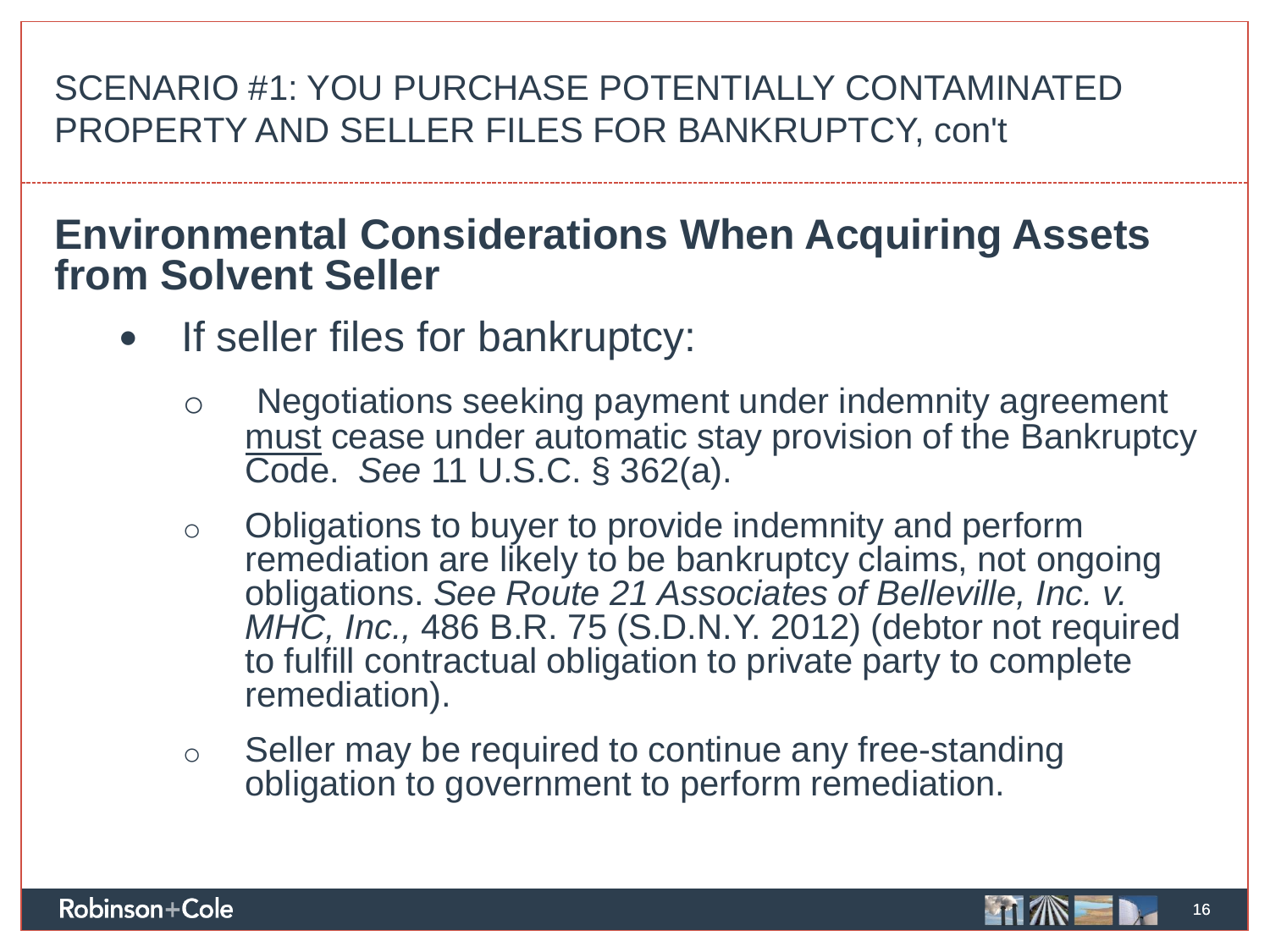SCENARIO #1: YOU PURCHASE POTENTIALLY CONTAMINATED PROPERTY AND SELLER FILES FOR BANKRUPTCY, con't

## Environmental Considerations When Acquiring Assets from Solvent Seller

- If seller files for bankruptcy:
  - Negotiations seeking payment under indemnity agreement must cease under automatic stay provision of the Bankruptcy Code. *See* 11 U.S.C. § 362(a).
  - Obligations to buyer to provide indemnity and perform remediation are likely to be bankruptcy claims, not ongoing obligations. *See Route 21 Associates of Belleville, Inc. v. MHC, Inc.,* 486 B.R. 75 (S.D.N.Y. 2012) (debtor not required to fulfill contractual obligation to private party to complete remediation).
  - Seller may be required to continue any free-standing obligation to government to perform remediation.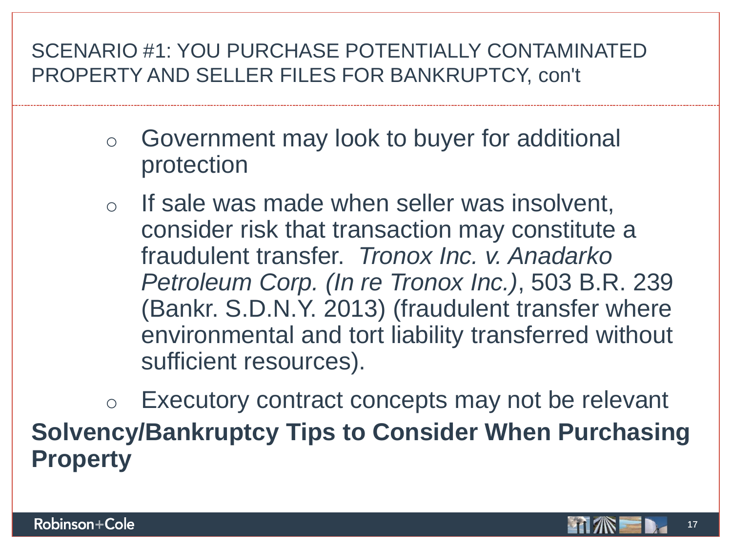## SCENARIO #1: YOU PURCHASE POTENTIALLY CONTAMINATED PROPERTY AND SELLER FILES FOR BANKRUPTCY, con't

- Government may look to buyer for additional protection
- If sale was made when seller was insolvent, consider risk that transaction may constitute a fraudulent transfer. *Tronox Inc. v. Anadarko Petroleum Corp. (In re Tronox Inc.)*, 503 B.R. 239 (Bankr. S.D.N.Y. 2013) (fraudulent transfer where environmental and tort liability transferred without sufficient resources).
- Executory contract concepts may not be relevant

**Solvency/Bankruptcy Tips to Consider When Purchasing Property**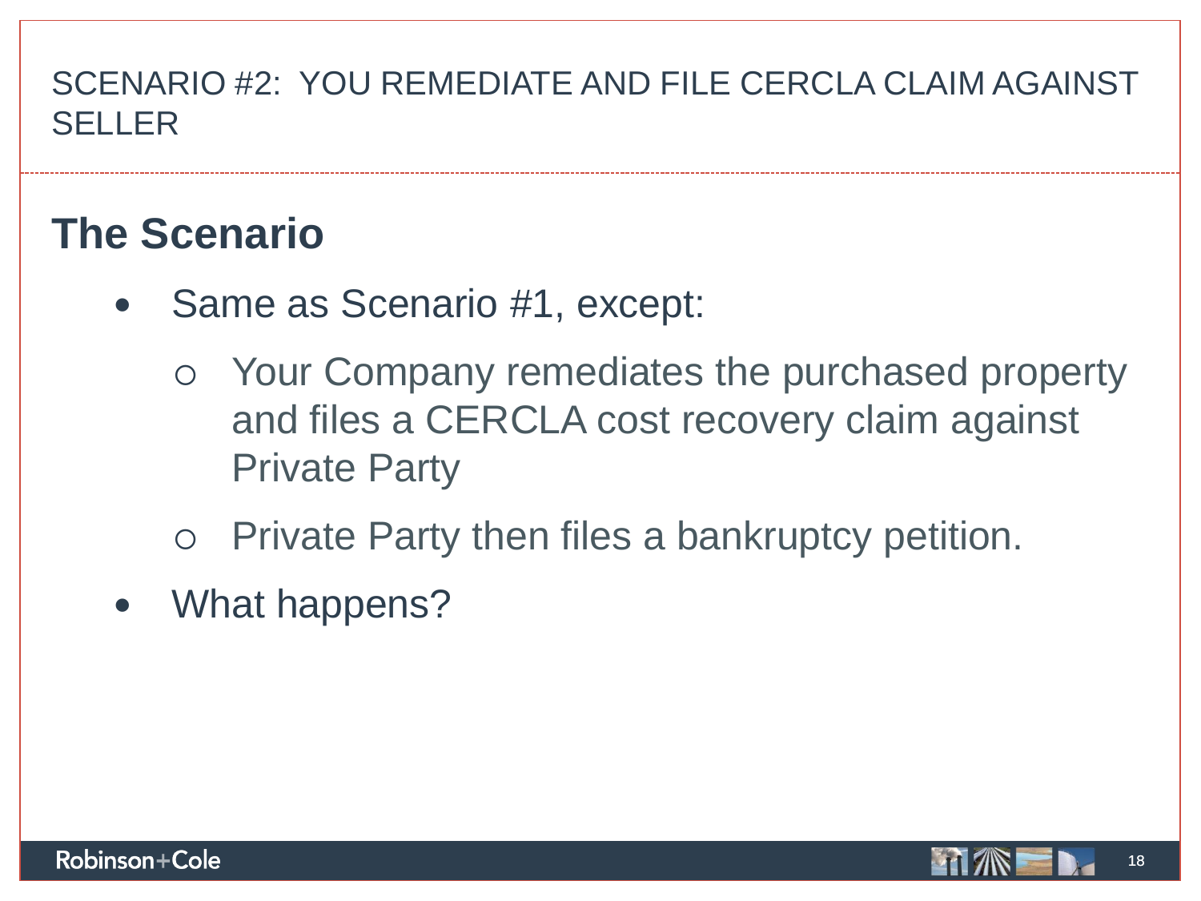# SCENARIO #2: YOU REMEDIATE AND FILE CERCLA CLAIM AGAINST SELLER

## The Scenario

- Same as Scenario #1, except:
  - Your Company remediates the purchased property and files a CERCLA cost recovery claim against Private Party
  - Private Party then files a bankruptcy petition.
- What happens?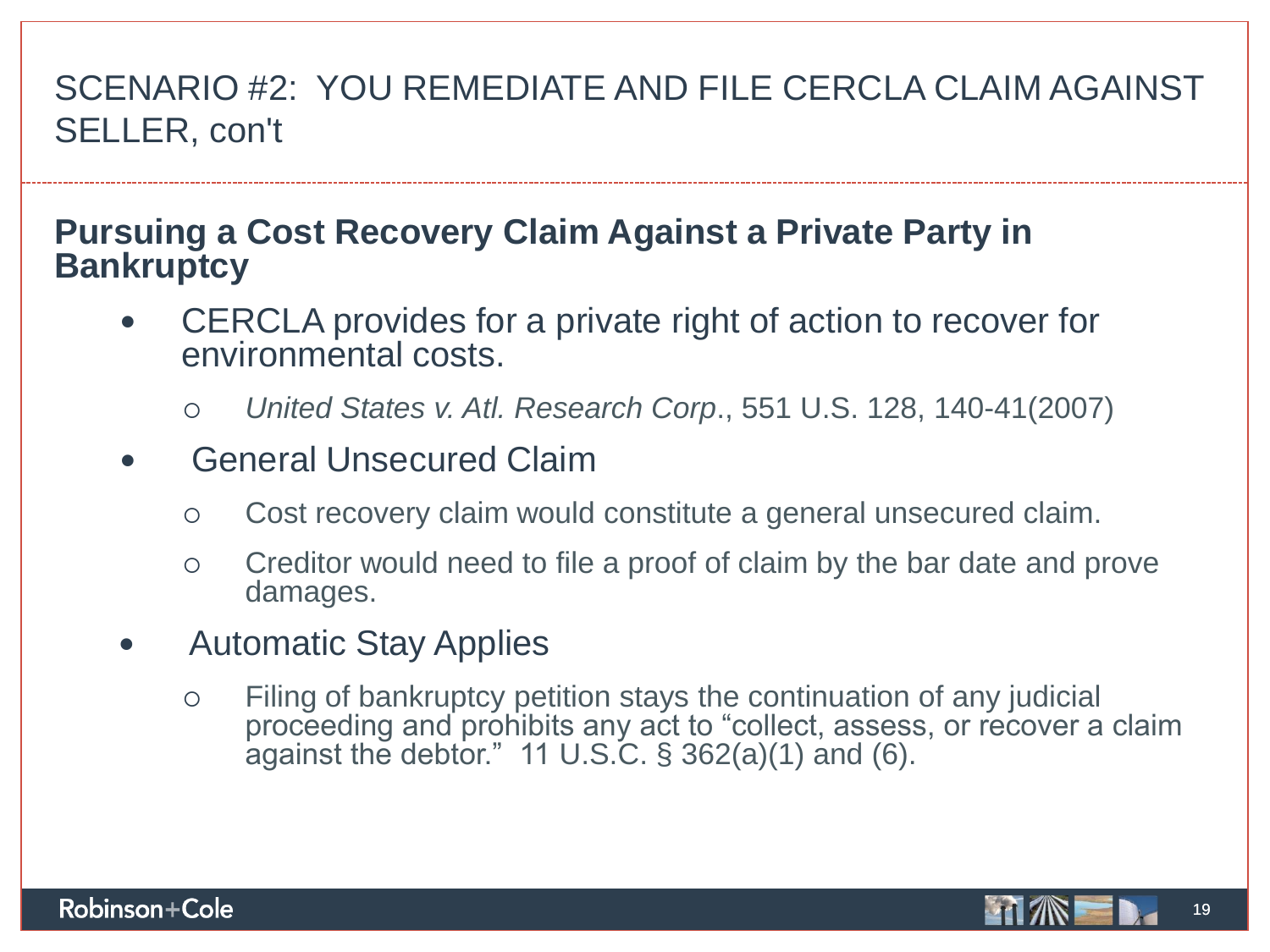# SCENARIO #2: YOU REMEDIATE AND FILE CERCLA CLAIM AGAINST SELLER, con't

## Pursuing a Cost Recovery Claim Against a Private Party in Bankruptcy

- CERCLA provides for a private right of action to recover for environmental costs.
  - *United States v. Atl. Research Corp*., 551 U.S. 128, 140-41(2007)
- General Unsecured Claim
  - Cost recovery claim would constitute a general unsecured claim.
  - Creditor would need to file a proof of claim by the bar date and prove damages.
- Automatic Stay Applies
  - Filing of bankruptcy petition stays the continuation of any judicial proceeding and prohibits any act to "collect, assess, or recover a claim against the debtor." 11 U.S.C. § 362(a)(1) and (6).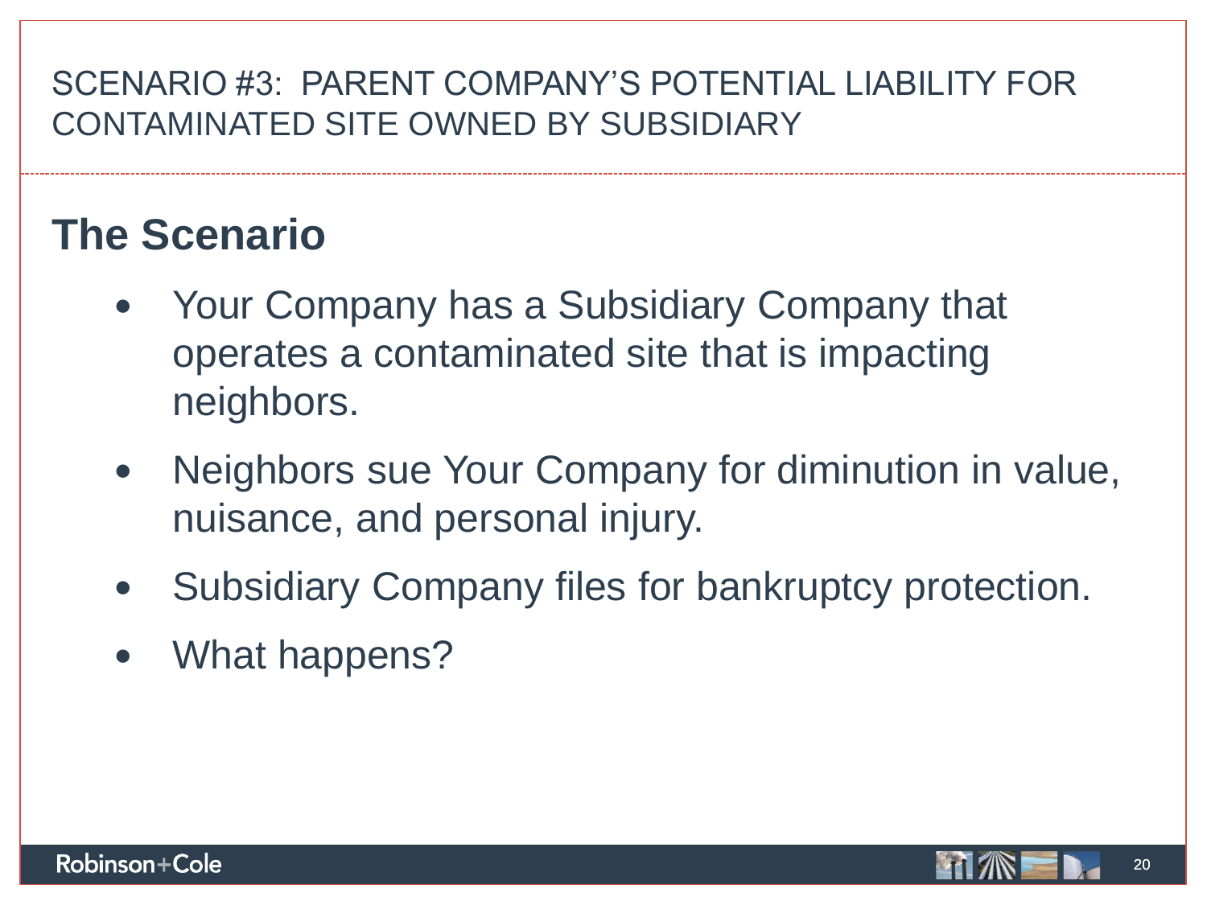# SCENARIO #3: PARENT COMPANY'S POTENTIAL LIABILITY FOR CONTAMINATED SITE OWNED BY SUBSIDIARY

## The Scenario

- Your Company has a Subsidiary Company that operates a contaminated site that is impacting neighbors.
- Neighbors sue Your Company for diminution in value, nuisance, and personal injury.
- Subsidiary Company files for bankruptcy protection.
- What happens?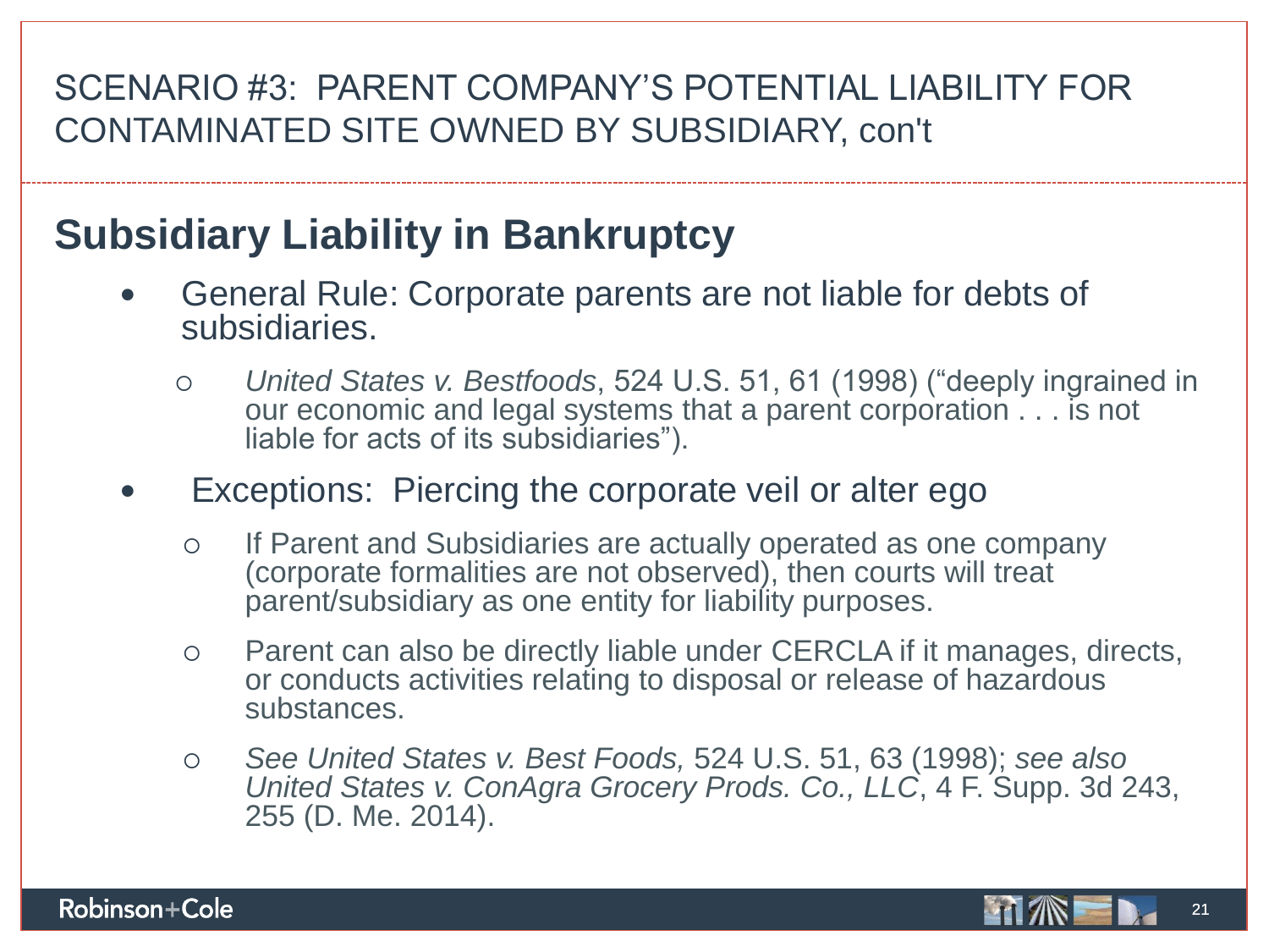# SCENARIO #3: PARENT COMPANY'S POTENTIAL LIABILITY FOR CONTAMINATED SITE OWNED BY SUBSIDIARY, con't

## Subsidiary Liability in Bankruptcy

- General Rule: Corporate parents are not liable for debts of subsidiaries.
  - *United States v. Bestfoods*, 524 U.S. 51, 61 (1998) ("deeply ingrained in our economic and legal systems that a parent corporation . . . is not liable for acts of its subsidiaries").
- Exceptions: Piercing the corporate veil or alter ego
  - If Parent and Subsidiaries are actually operated as one company (corporate formalities are not observed), then courts will treat parent/subsidiary as one entity for liability purposes.
  - Parent can also be directly liable under CERCLA if it manages, directs, or conducts activities relating to disposal or release of hazardous substances.
  - *See United States v. Best Foods,* 524 U.S. 51, 63 (1998); *see also United States v. ConAgra Grocery Prods. Co., LLC*, 4 F. Supp. 3d 243, 255 (D. Me. 2014).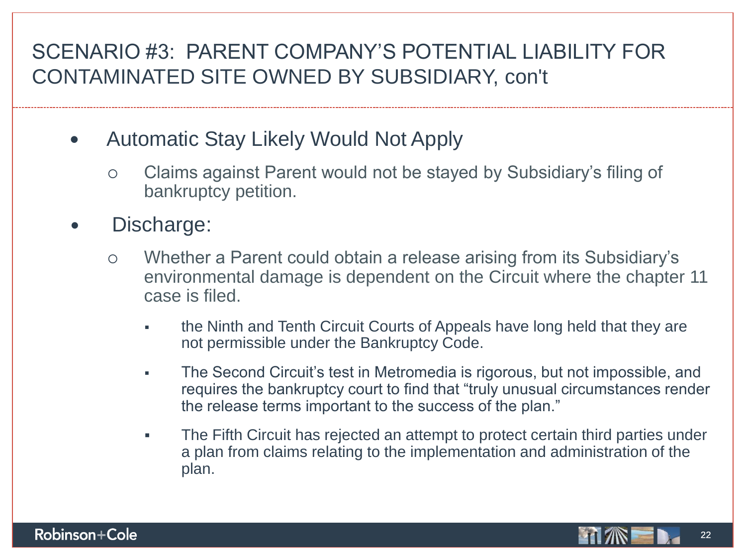# SCENARIO #3: PARENT COMPANY'S POTENTIAL LIABILITY FOR CONTAMINATED SITE OWNED BY SUBSIDIARY, con't

- Automatic Stay Likely Would Not Apply
  - Claims against Parent would not be stayed by Subsidiary's filing of bankruptcy petition.
- Discharge:
  - Whether a Parent could obtain a release arising from its Subsidiary's environmental damage is dependent on the Circuit where the chapter 11 case is filed.
    - the Ninth and Tenth Circuit Courts of Appeals have long held that they are not permissible under the Bankruptcy Code.
    - The Second Circuit's test in Metromedia is rigorous, but not impossible, and requires the bankruptcy court to find that "truly unusual circumstances render the release terms important to the success of the plan."
    - The Fifth Circuit has rejected an attempt to protect certain third parties under a plan from claims relating to the implementation and administration of the plan.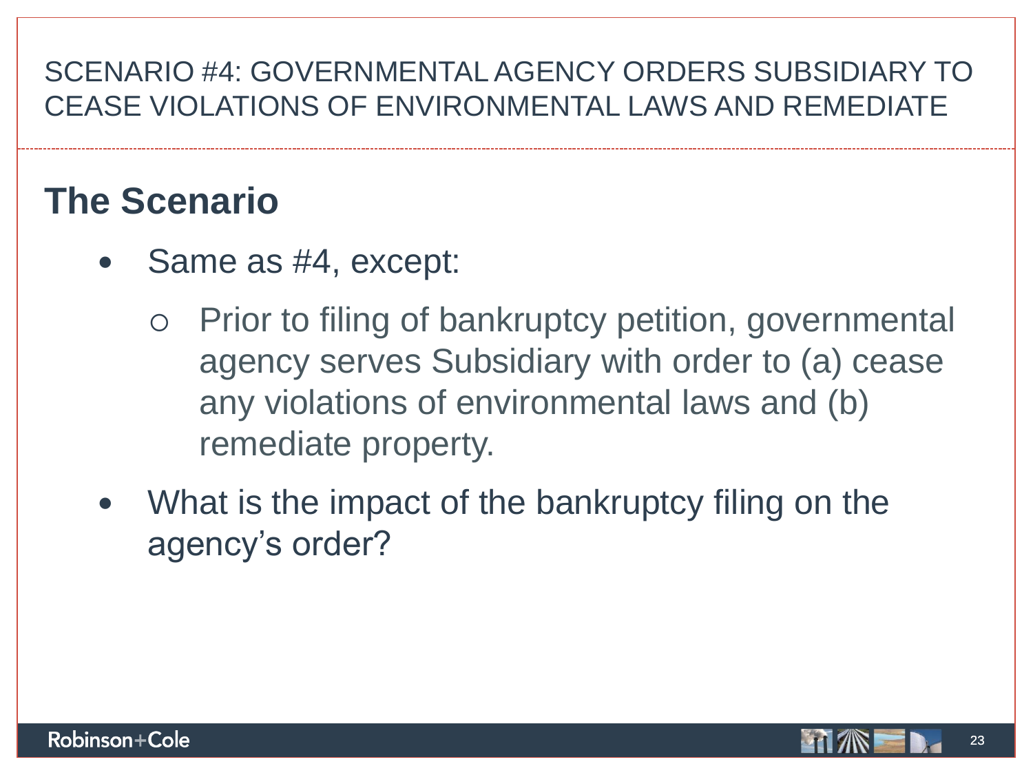# SCENARIO #4: GOVERNMENTAL AGENCY ORDERS SUBSIDIARY TO CEASE VIOLATIONS OF ENVIRONMENTAL LAWS AND REMEDIATE

## The Scenario

- Same as #4, except:
  - Prior to filing of bankruptcy petition, governmental agency serves Subsidiary with order to (a) cease any violations of environmental laws and (b) remediate property.
- What is the impact of the bankruptcy filing on the agency's order?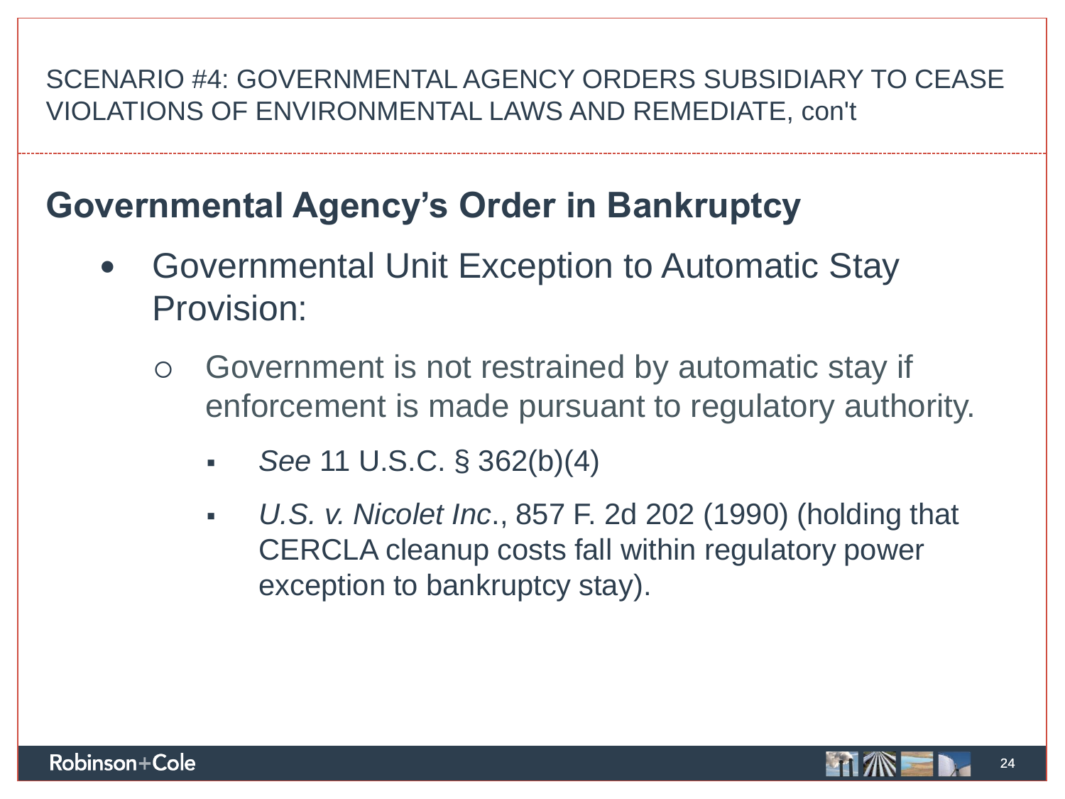SCENARIO #4: GOVERNMENTAL AGENCY ORDERS SUBSIDIARY TO CEASE VIOLATIONS OF ENVIRONMENTAL LAWS AND REMEDIATE, con't

## Governmental Agency's Order in Bankruptcy

- Governmental Unit Exception to Automatic Stay Provision:
  - Government is not restrained by automatic stay if enforcement is made pursuant to regulatory authority.
    - *See* 11 U.S.C. § 362(b)(4)
    - *U.S. v. Nicolet Inc*., 857 F. 2d 202 (1990) (holding that CERCLA cleanup costs fall within regulatory power exception to bankruptcy stay).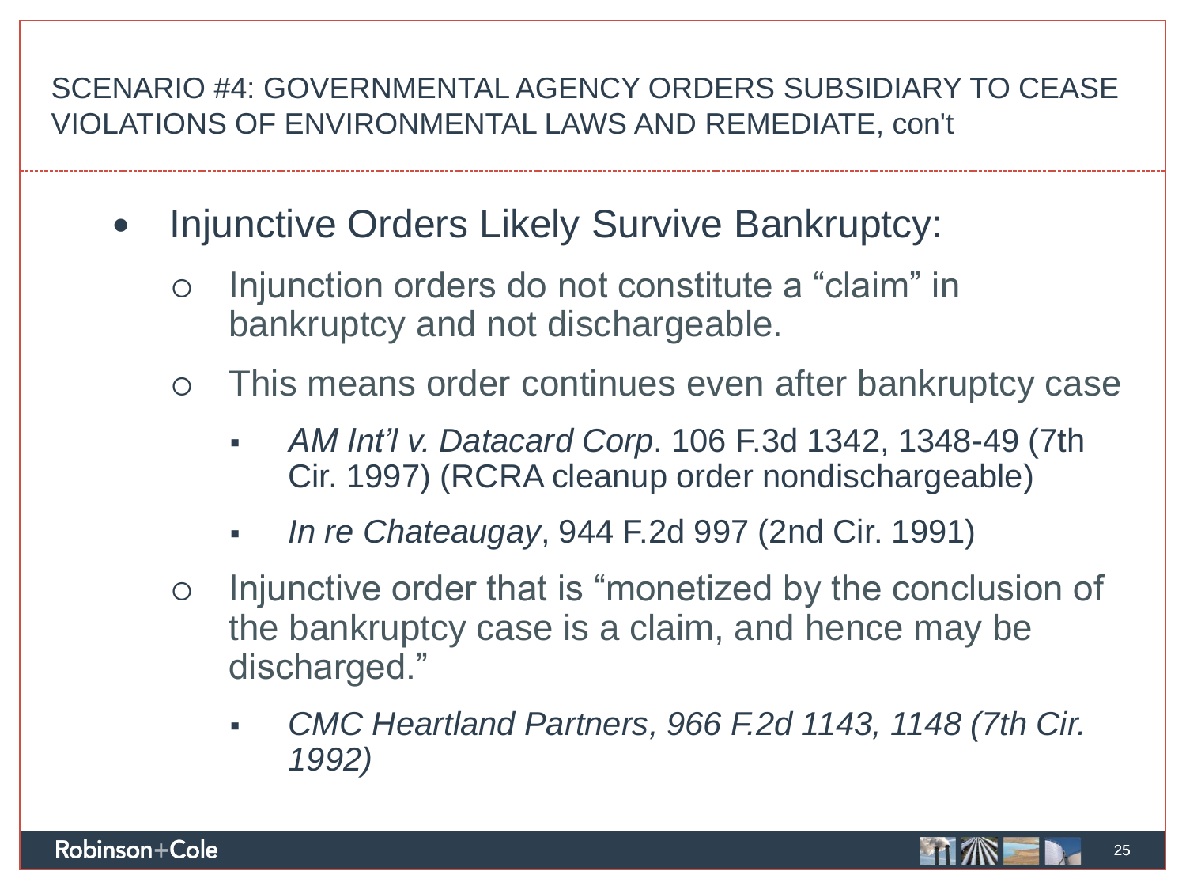## SCENARIO #4: GOVERNMENTAL AGENCY ORDERS SUBSIDIARY TO CEASE VIOLATIONS OF ENVIRONMENTAL LAWS AND REMEDIATE, con't

- Injunctive Orders Likely Survive Bankruptcy:
  - Injunction orders do not constitute a “claim” in bankruptcy and not dischargeable.
  - This means order continues even after bankruptcy case
    - *AM Int’l v. Datacard Corp*. 106 F.3d 1342, 1348-49 (7th Cir. 1997) (RCRA cleanup order nondischargeable)
    - *In re Chateaugay*, 944 F.2d 997 (2nd Cir. 1991)
  - Injunctive order that is “monetized by the conclusion of the bankruptcy case is a claim, and hence may be discharged.”
    - *CMC Heartland Partners, 966 F.2d 1143, 1148 (7th Cir. 1992)*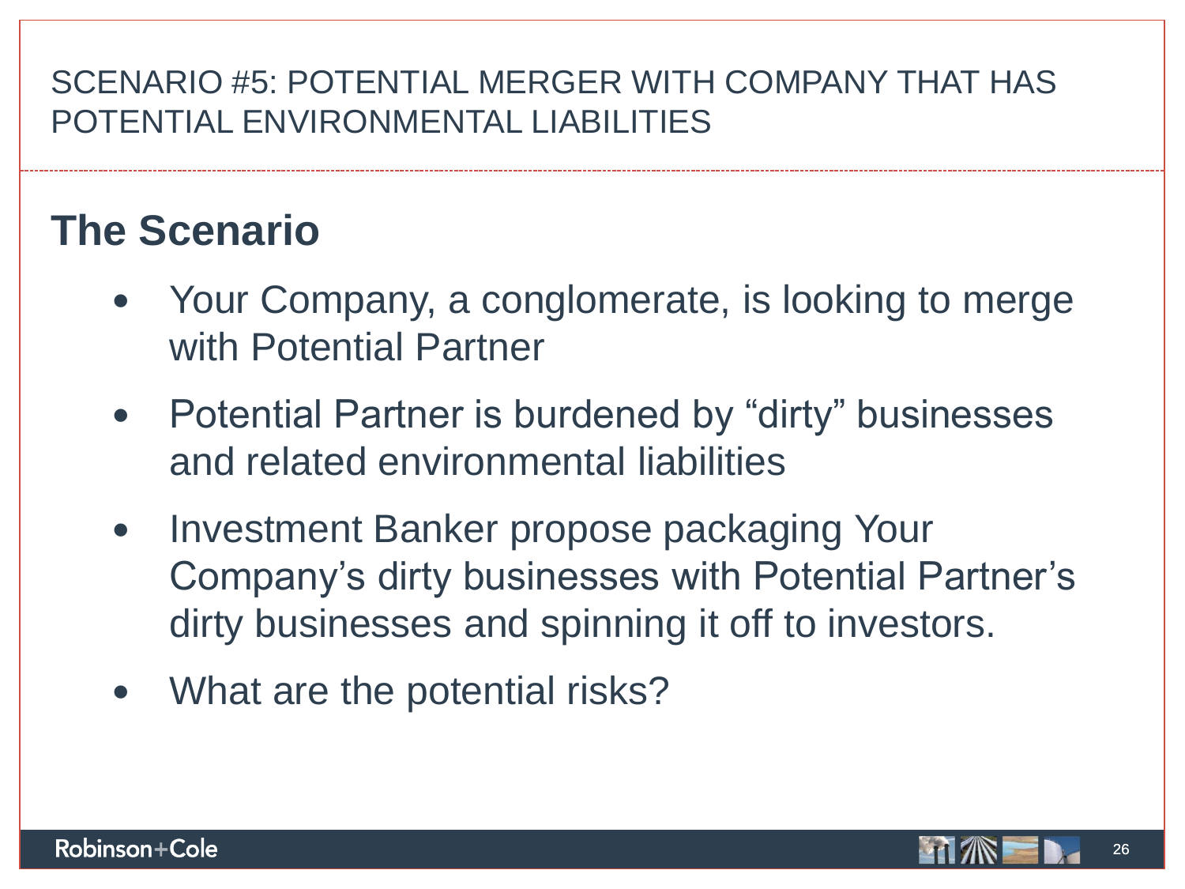# SCENARIO #5: POTENTIAL MERGER WITH COMPANY THAT HAS POTENTIAL ENVIRONMENTAL LIABILITIES

## The Scenario

- Your Company, a conglomerate, is looking to merge with Potential Partner
- Potential Partner is burdened by "dirty" businesses and related environmental liabilities
- Investment Banker propose packaging Your Company's dirty businesses with Potential Partner's dirty businesses and spinning it off to investors.
- What are the potential risks?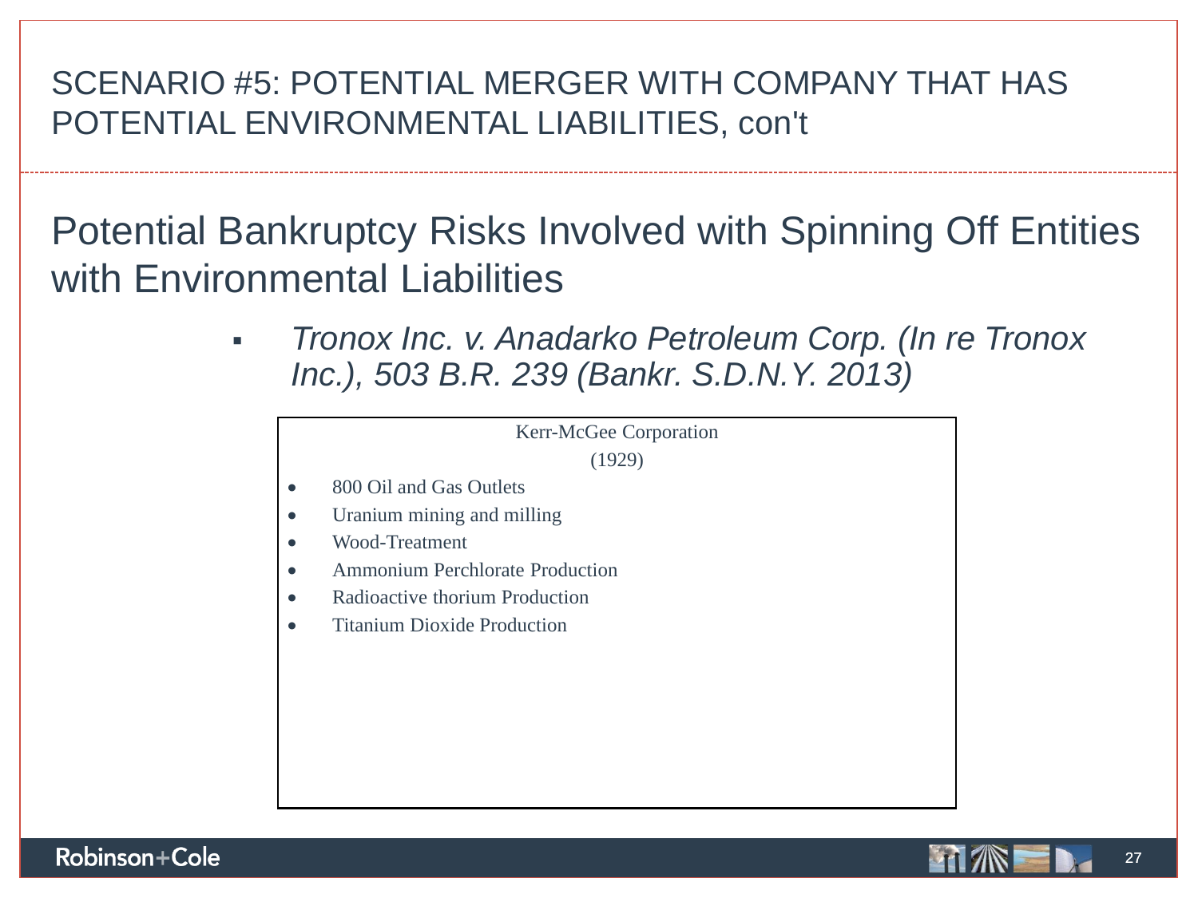# SCENARIO #5: POTENTIAL MERGER WITH COMPANY THAT HAS POTENTIAL ENVIRONMENTAL LIABILITIES, con't

## Potential Bankruptcy Risks Involved with Spinning Off Entities with Environmental Liabilities

- *Tronox Inc. v. Anadarko Petroleum Corp. (In re Tronox Inc.), 503 B.R. 239 (Bankr. S.D.N.Y. 2013)*

Kerr-McGee Corporation

(1929)

- 800 Oil and Gas Outlets
- Uranium mining and milling
- Wood-Treatment
- Ammonium Perchlorate Production
- Radioactive thorium Production
- Titanium Dioxide Production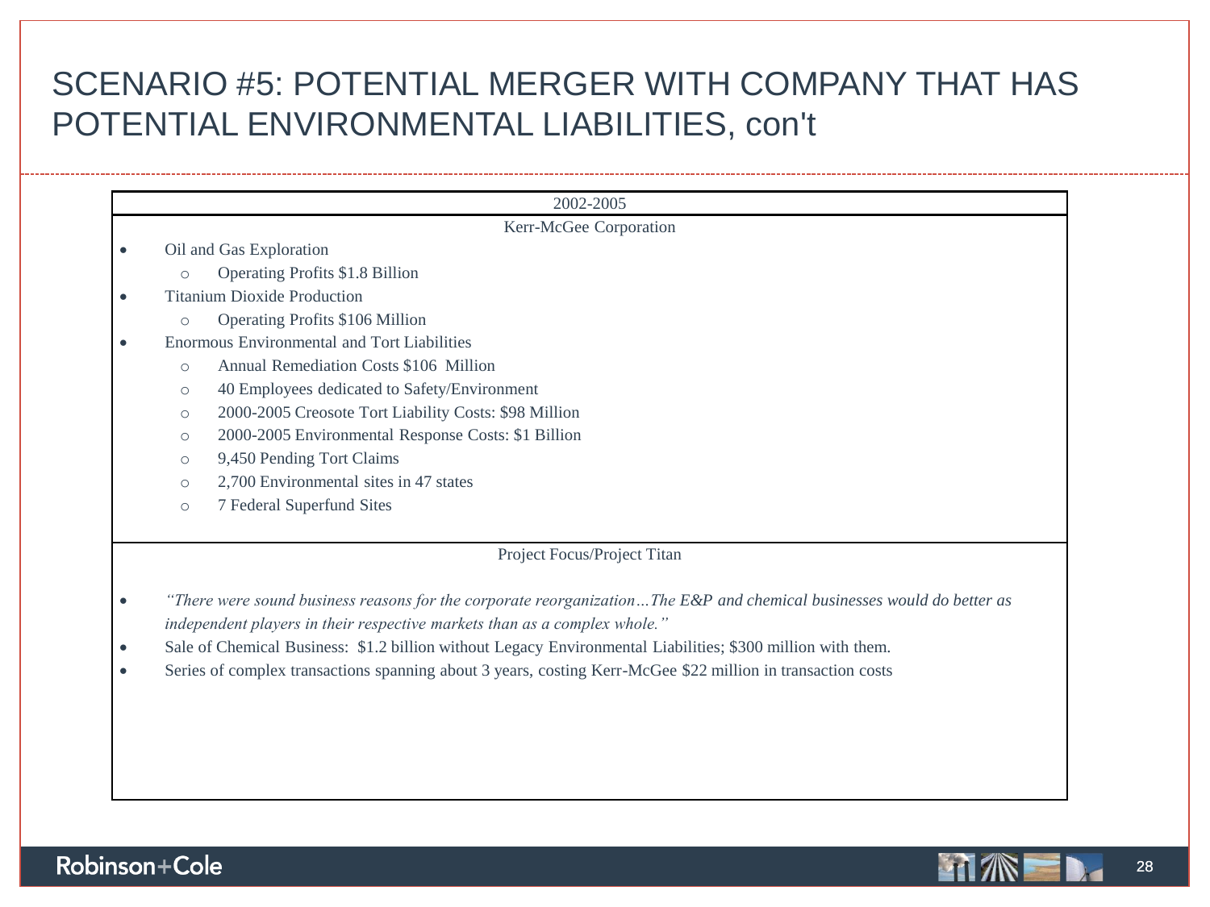# SCENARIO #5: POTENTIAL MERGER WITH COMPANY THAT HAS POTENTIAL ENVIRONMENTAL LIABILITIES, con't

2002-2005

Kerr-McGee Corporation

- Oil and Gas Exploration
  - Operating Profits $1.8 Billion
- Titanium Dioxide Production
  - Operating Profits $106 Million
- Enormous Environmental and Tort Liabilities
  - Annual Remediation Costs $106 Million
  - 40 Employees dedicated to Safety/Environment
  - 2000-2005 Creosote Tort Liability Costs: $98 Million
  - 2000-2005 Environmental Response Costs: $1 Billion
  - 9,450 Pending Tort Claims
  - 2,700 Environmental sites in 47 states
  - 7 Federal Superfund Sites

Project Focus/Project Titan

- *"There were sound business reasons for the corporate reorganization…The E&P and chemical businesses would do better as independent players in their respective markets than as a complex whole."*
- Sale of Chemical Business: $1.2 billion without Legacy Environmental Liabilities; $300 million with them.
- Series of complex transactions spanning about 3 years, costing Kerr-McGee $22 million in transaction costs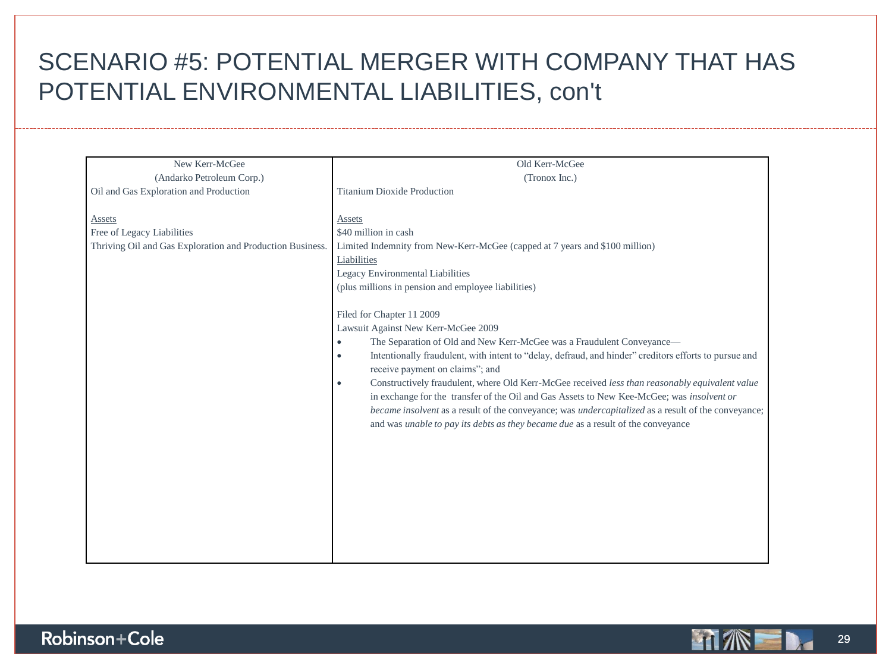# SCENARIO #5: POTENTIAL MERGER WITH COMPANY THAT HAS POTENTIAL ENVIRONMENTAL LIABILITIES, con't

| New Kerr-McGee<br>(Andarko Petroleum Corp.) | Old Kerr-McGee<br>(Tronox Inc.) |
|---|---|
| Oil and Gas Exploration and Production<br><br><u>Assets</u><br>Free of Legacy Liabilities<br>Thriving Oil and Gas Exploration and Production Business. | Titanium Dioxide Production<br><br><u>Assets</u><br>$40 million in cash<br>Limited Indemnity from New-Kerr-McGee (capped at 7 years and $100 million)<br><u>Liabilities</u><br>Legacy Environmental Liabilities<br>(plus millions in pension and employee liabilities)<br><br>Filed for Chapter 11 2009<br>Lawsuit Against New Kerr-McGee 2009<br>• The Separation of Old and New Kerr-McGee was a Fraudulent Conveyance—<br>• Intentionally fraudulent, with intent to "delay, defraud, and hinder" creditors efforts to pursue and receive payment on claims"; and<br>• Constructively fraudulent, where Old Kerr-McGee received *less than reasonably equivalent value* in exchange for the transfer of the Oil and Gas Assets to New Kee-McGee; was *insolvent or became insolvent* as a result of the conveyance; was *undercapitalized* as a result of the conveyance; and was *unable to pay its debts as they became due* as a result of the conveyance |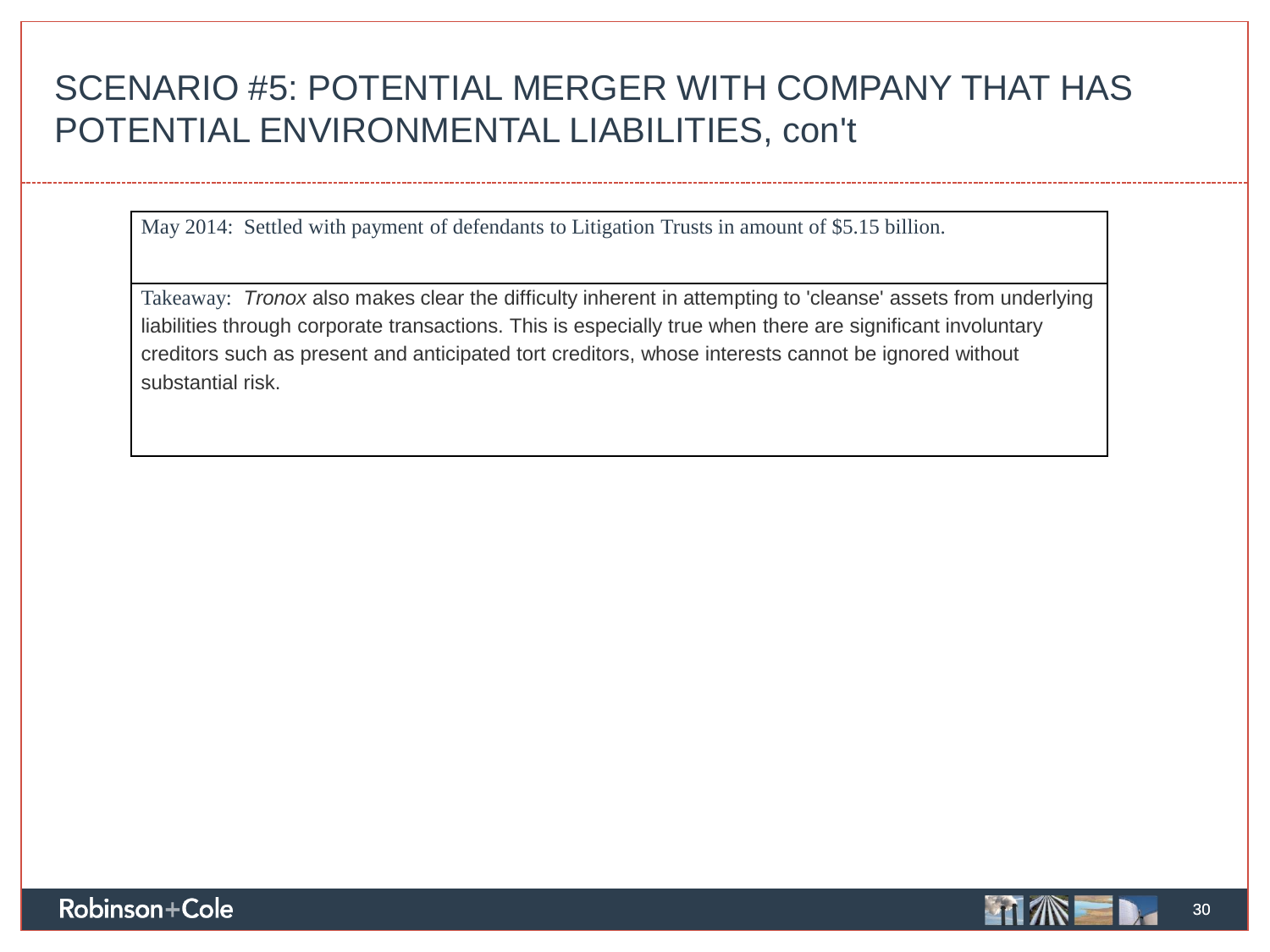# SCENARIO #5: POTENTIAL MERGER WITH COMPANY THAT HAS POTENTIAL ENVIRONMENTAL LIABILITIES, con't

| |
|---|
| May 2014: Settled with payment of defendants to Litigation Trusts in amount of $5.15 billion. |
| Takeaway: *Tronox* also makes clear the difficulty inherent in attempting to 'cleanse' assets from underlying liabilities through corporate transactions. This is especially true when there are significant involuntary creditors such as present and anticipated tort creditors, whose interests cannot be ignored without substantial risk. |